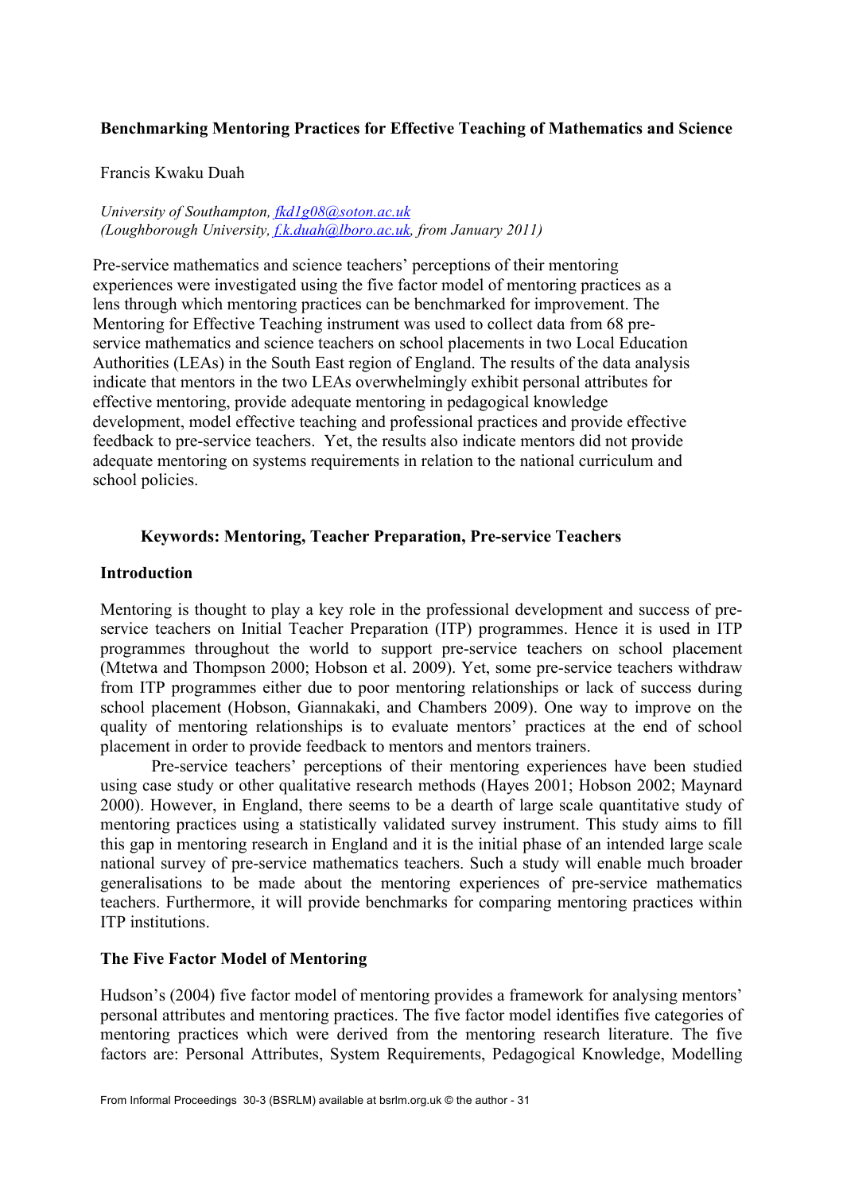# Benchmarking Mentoring Practices for Effective Teaching of Mathematics and Science

Francis Kwaku Duah

*University of Southampton, fkd1g08@soton.ac.uk*
*(Loughborough University, f.k.duah@lboro.ac.uk, from January 2011)*

Pre-service mathematics and science teachers' perceptions of their mentoring experiences were investigated using the five factor model of mentoring practices as a lens through which mentoring practices can be benchmarked for improvement. The Mentoring for Effective Teaching instrument was used to collect data from 68 pre-service mathematics and science teachers on school placements in two Local Education Authorities (LEAs) in the South East region of England. The results of the data analysis indicate that mentors in the two LEAs overwhelmingly exhibit personal attributes for effective mentoring, provide adequate mentoring in pedagogical knowledge development, model effective teaching and professional practices and provide effective feedback to pre-service teachers. Yet, the results also indicate mentors did not provide adequate mentoring on systems requirements in relation to the national curriculum and school policies.

**Keywords: Mentoring, Teacher Preparation, Pre-service Teachers**

## Introduction

Mentoring is thought to play a key role in the professional development and success of pre-service teachers on Initial Teacher Preparation (ITP) programmes. Hence it is used in ITP programmes throughout the world to support pre-service teachers on school placement (Mtetwa and Thompson 2000; Hobson et al. 2009). Yet, some pre-service teachers withdraw from ITP programmes either due to poor mentoring relationships or lack of success during school placement (Hobson, Giannakaki, and Chambers 2009). One way to improve on the quality of mentoring relationships is to evaluate mentors' practices at the end of school placement in order to provide feedback to mentors and mentors trainers.

Pre-service teachers' perceptions of their mentoring experiences have been studied using case study or other qualitative research methods (Hayes 2001; Hobson 2002; Maynard 2000). However, in England, there seems to be a dearth of large scale quantitative study of mentoring practices using a statistically validated survey instrument. This study aims to fill this gap in mentoring research in England and it is the initial phase of an intended large scale national survey of pre-service mathematics teachers. Such a study will enable much broader generalisations to be made about the mentoring experiences of pre-service mathematics teachers. Furthermore, it will provide benchmarks for comparing mentoring practices within ITP institutions.

## The Five Factor Model of Mentoring

Hudson's (2004) five factor model of mentoring provides a framework for analysing mentors' personal attributes and mentoring practices. The five factor model identifies five categories of mentoring practices which were derived from the mentoring research literature. The five factors are: Personal Attributes, System Requirements, Pedagogical Knowledge, Modelling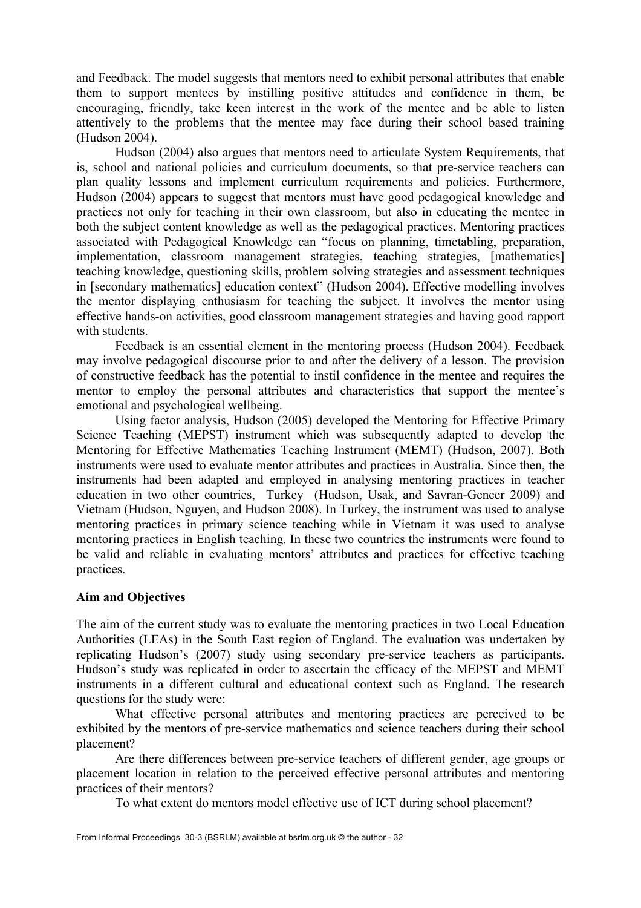and Feedback. The model suggests that mentors need to exhibit personal attributes that enable them to support mentees by instilling positive attitudes and confidence in them, be encouraging, friendly, take keen interest in the work of the mentee and be able to listen attentively to the problems that the mentee may face during their school based training (Hudson 2004).

Hudson (2004) also argues that mentors need to articulate System Requirements, that is, school and national policies and curriculum documents, so that pre-service teachers can plan quality lessons and implement curriculum requirements and policies. Furthermore, Hudson (2004) appears to suggest that mentors must have good pedagogical knowledge and practices not only for teaching in their own classroom, but also in educating the mentee in both the subject content knowledge as well as the pedagogical practices. Mentoring practices associated with Pedagogical Knowledge can "focus on planning, timetabling, preparation, implementation, classroom management strategies, teaching strategies, [mathematics] teaching knowledge, questioning skills, problem solving strategies and assessment techniques in [secondary mathematics] education context" (Hudson 2004). Effective modelling involves the mentor displaying enthusiasm for teaching the subject. It involves the mentor using effective hands-on activities, good classroom management strategies and having good rapport with students.

Feedback is an essential element in the mentoring process (Hudson 2004). Feedback may involve pedagogical discourse prior to and after the delivery of a lesson. The provision of constructive feedback has the potential to instil confidence in the mentee and requires the mentor to employ the personal attributes and characteristics that support the mentee's emotional and psychological wellbeing.

Using factor analysis, Hudson (2005) developed the Mentoring for Effective Primary Science Teaching (MEPST) instrument which was subsequently adapted to develop the Mentoring for Effective Mathematics Teaching Instrument (MEMT) (Hudson, 2007). Both instruments were used to evaluate mentor attributes and practices in Australia. Since then, the instruments had been adapted and employed in analysing mentoring practices in teacher education in two other countries, Turkey (Hudson, Usak, and Savran-Gencer 2009) and Vietnam (Hudson, Nguyen, and Hudson 2008). In Turkey, the instrument was used to analyse mentoring practices in primary science teaching while in Vietnam it was used to analyse mentoring practices in English teaching. In these two countries the instruments were found to be valid and reliable in evaluating mentors' attributes and practices for effective teaching practices.

**Aim and Objectives**

The aim of the current study was to evaluate the mentoring practices in two Local Education Authorities (LEAs) in the South East region of England. The evaluation was undertaken by replicating Hudson's (2007) study using secondary pre-service teachers as participants. Hudson's study was replicated in order to ascertain the efficacy of the MEPST and MEMT instruments in a different cultural and educational context such as England. The research questions for the study were:

What effective personal attributes and mentoring practices are perceived to be exhibited by the mentors of pre-service mathematics and science teachers during their school placement?

Are there differences between pre-service teachers of different gender, age groups or placement location in relation to the perceived effective personal attributes and mentoring practices of their mentors?

To what extent do mentors model effective use of ICT during school placement?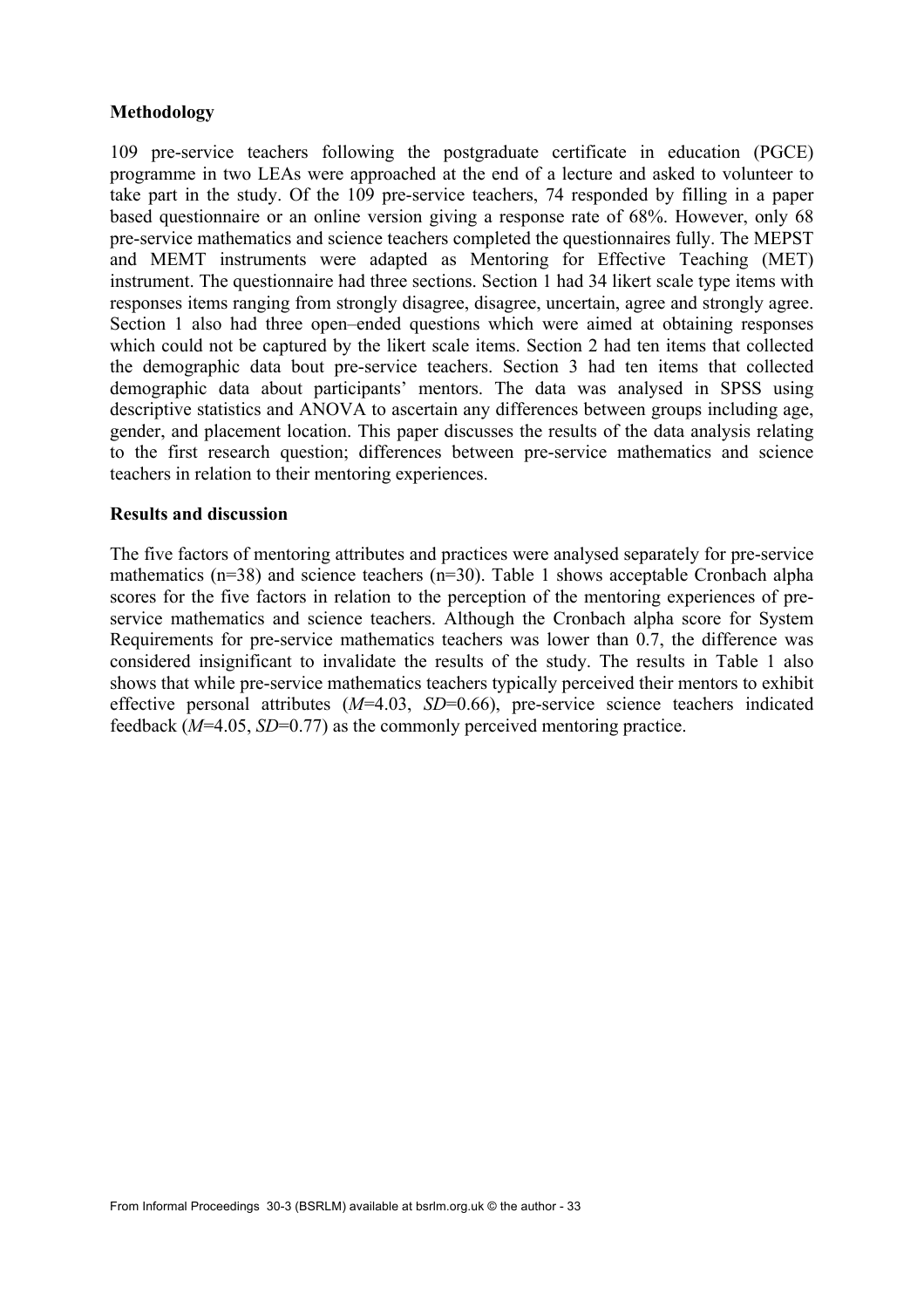**Methodology**

109 pre-service teachers following the postgraduate certificate in education (PGCE) programme in two LEAs were approached at the end of a lecture and asked to volunteer to take part in the study. Of the 109 pre-service teachers, 74 responded by filling in a paper based questionnaire or an online version giving a response rate of 68%. However, only 68 pre-service mathematics and science teachers completed the questionnaires fully. The MEPST and MEMT instruments were adapted as Mentoring for Effective Teaching (MET) instrument. The questionnaire had three sections. Section 1 had 34 likert scale type items with responses items ranging from strongly disagree, disagree, uncertain, agree and strongly agree. Section 1 also had three open–ended questions which were aimed at obtaining responses which could not be captured by the likert scale items. Section 2 had ten items that collected the demographic data bout pre-service teachers. Section 3 had ten items that collected demographic data about participants' mentors. The data was analysed in SPSS using descriptive statistics and ANOVA to ascertain any differences between groups including age, gender, and placement location. This paper discusses the results of the data analysis relating to the first research question; differences between pre-service mathematics and science teachers in relation to their mentoring experiences.

**Results and discussion**

The five factors of mentoring attributes and practices were analysed separately for pre-service mathematics (n=38) and science teachers (n=30). Table 1 shows acceptable Cronbach alpha scores for the five factors in relation to the perception of the mentoring experiences of pre-service mathematics and science teachers. Although the Cronbach alpha score for System Requirements for pre-service mathematics teachers was lower than 0.7, the difference was considered insignificant to invalidate the results of the study. The results in Table 1 also shows that while pre-service mathematics teachers typically perceived their mentors to exhibit effective personal attributes (*M*=4.03, *SD*=0.66), pre-service science teachers indicated feedback (*M*=4.05, *SD*=0.77) as the commonly perceived mentoring practice.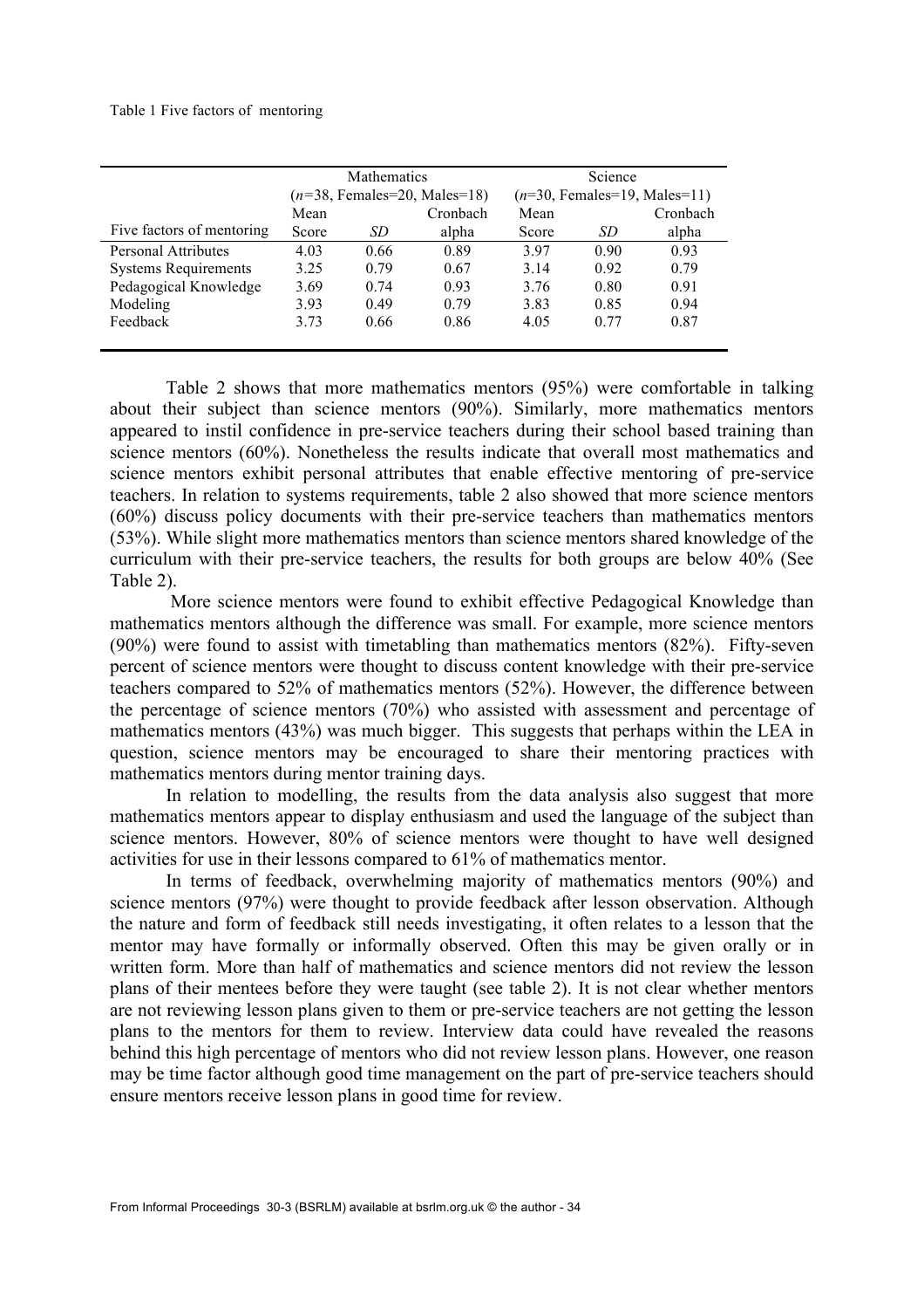Table 1 Five factors of mentoring

| | Mathematics ($n$=38, Females=20, Males=18) | | | Science ($n$=30, Females=19, Males=11) | | |
|---|---|---|---|---|---|---|
| Five factors of mentoring | Mean Score | *SD* | Cronbach alpha | Mean Score | *SD* | Cronbach alpha |
| Personal Attributes | 4.03 | 0.66 | 0.89 | 3.97 | 0.90 | 0.93 |
| Systems Requirements | 3.25 | 0.79 | 0.67 | 3.14 | 0.92 | 0.79 |
| Pedagogical Knowledge | 3.69 | 0.74 | 0.93 | 3.76 | 0.80 | 0.91 |
| Modeling | 3.93 | 0.49 | 0.79 | 3.83 | 0.85 | 0.94 |
| Feedback | 3.73 | 0.66 | 0.86 | 4.05 | 0.77 | 0.87 |

Table 2 shows that more mathematics mentors (95%) were comfortable in talking about their subject than science mentors (90%). Similarly, more mathematics mentors appeared to instil confidence in pre-service teachers during their school based training than science mentors (60%). Nonetheless the results indicate that overall most mathematics and science mentors exhibit personal attributes that enable effective mentoring of pre-service teachers. In relation to systems requirements, table 2 also showed that more science mentors (60%) discuss policy documents with their pre-service teachers than mathematics mentors (53%). While slight more mathematics mentors than science mentors shared knowledge of the curriculum with their pre-service teachers, the results for both groups are below 40% (See Table 2).

More science mentors were found to exhibit effective Pedagogical Knowledge than mathematics mentors although the difference was small. For example, more science mentors (90%) were found to assist with timetabling than mathematics mentors (82%). Fifty-seven percent of science mentors were thought to discuss content knowledge with their pre-service teachers compared to 52% of mathematics mentors (52%). However, the difference between the percentage of science mentors (70%) who assisted with assessment and percentage of mathematics mentors (43%) was much bigger. This suggests that perhaps within the LEA in question, science mentors may be encouraged to share their mentoring practices with mathematics mentors during mentor training days.

In relation to modelling, the results from the data analysis also suggest that more mathematics mentors appear to display enthusiasm and used the language of the subject than science mentors. However, 80% of science mentors were thought to have well designed activities for use in their lessons compared to 61% of mathematics mentor.

In terms of feedback, overwhelming majority of mathematics mentors (90%) and science mentors (97%) were thought to provide feedback after lesson observation. Although the nature and form of feedback still needs investigating, it often relates to a lesson that the mentor may have formally or informally observed. Often this may be given orally or in written form. More than half of mathematics and science mentors did not review the lesson plans of their mentees before they were taught (see table 2). It is not clear whether mentors are not reviewing lesson plans given to them or pre-service teachers are not getting the lesson plans to the mentors for them to review. Interview data could have revealed the reasons behind this high percentage of mentors who did not review lesson plans. However, one reason may be time factor although good time management on the part of pre-service teachers should ensure mentors receive lesson plans in good time for review.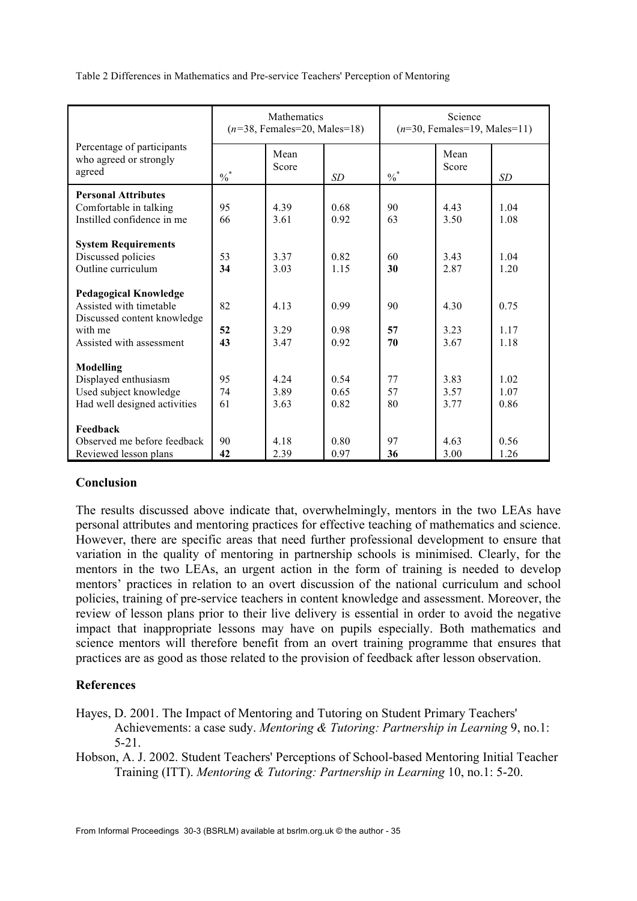Table 2 Differences in Mathematics and Pre-service Teachers' Perception of Mentoring

| Percentage of participants who agreed or strongly agreed | Mathematics ($n$=38, Females=20, Males=18) | | | Science ($n$=30, Females=19, Males=11) | | |
|---|---|---|---|---|---|---|
| | %* | Mean Score | *SD* | %* | Mean Score | *SD* |
| **Personal Attributes** | | | | | | |
| Comfortable in talking | 95 | 4.39 | 0.68 | 90 | 4.43 | 1.04 |
| Instilled confidence in me | 66 | 3.61 | 0.92 | 63 | 3.50 | 1.08 |
| **System Requirements** | | | | | | |
| Discussed policies | 53 | 3.37 | 0.82 | 60 | 3.43 | 1.04 |
| Outline curriculum | **34** | 3.03 | 1.15 | **30** | 2.87 | 1.20 |
| **Pedagogical Knowledge** | | | | | | |
| Assisted with timetable | 82 | 4.13 | 0.99 | 90 | 4.30 | 0.75 |
| Discussed content knowledge with me | **52** | 3.29 | 0.98 | **57** | 3.23 | 1.17 |
| Assisted with assessment | **43** | 3.47 | 0.92 | **70** | 3.67 | 1.18 |
| **Modelling** | | | | | | |
| Displayed enthusiasm | 95 | 4.24 | 0.54 | 77 | 3.83 | 1.02 |
| Used subject knowledge | 74 | 3.89 | 0.65 | 57 | 3.57 | 1.07 |
| Had well designed activities | 61 | 3.63 | 0.82 | 80 | 3.77 | 0.86 |
| **Feedback** | | | | | | |
| Observed me before feedback | 90 | 4.18 | 0.80 | 97 | 4.63 | 0.56 |
| Reviewed lesson plans | **42** | 2.39 | 0.97 | **36** | 3.00 | 1.26 |

## Conclusion

The results discussed above indicate that, overwhelmingly, mentors in the two LEAs have personal attributes and mentoring practices for effective teaching of mathematics and science. However, there are specific areas that need further professional development to ensure that variation in the quality of mentoring in partnership schools is minimised. Clearly, for the mentors in the two LEAs, an urgent action in the form of training is needed to develop mentors' practices in relation to an overt discussion of the national curriculum and school policies, training of pre-service teachers in content knowledge and assessment. Moreover, the review of lesson plans prior to their live delivery is essential in order to avoid the negative impact that inappropriate lessons may have on pupils especially. Both mathematics and science mentors will therefore benefit from an overt training programme that ensures that practices are as good as those related to the provision of feedback after lesson observation.

## References

Hayes, D. 2001. The Impact of Mentoring and Tutoring on Student Primary Teachers' Achievements: a case sudy. *Mentoring & Tutoring: Partnership in Learning* 9, no.1: 5-21.

Hobson, A. J. 2002. Student Teachers' Perceptions of School-based Mentoring Initial Teacher Training (ITT). *Mentoring & Tutoring: Partnership in Learning* 10, no.1: 5-20.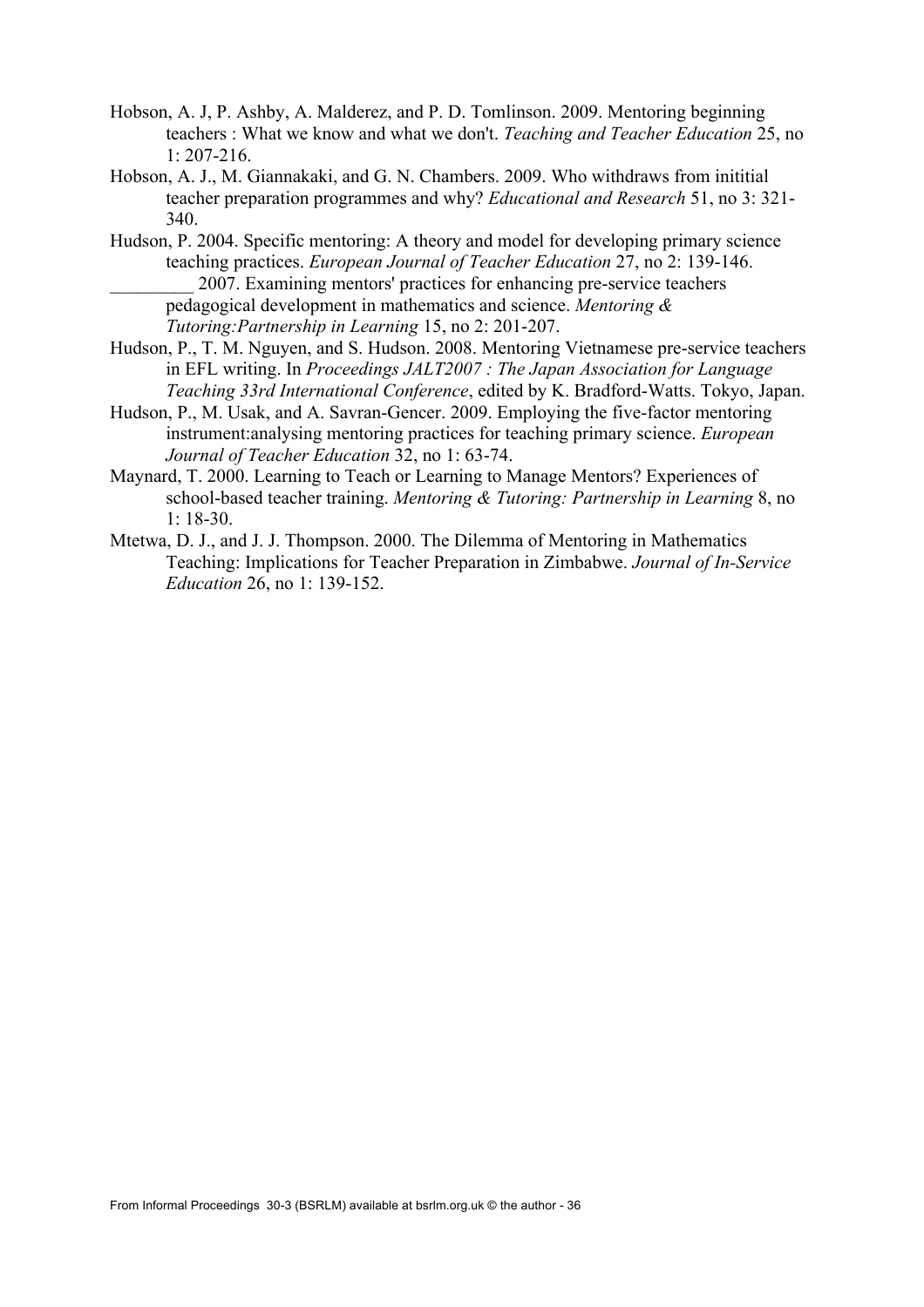Hobson, A. J, P. Ashby, A. Malderez, and P. D. Tomlinson. 2009. Mentoring beginning teachers : What we know and what we don't. *Teaching and Teacher Education* 25, no 1: 207-216.

Hobson, A. J., M. Giannakaki, and G. N. Chambers. 2009. Who withdraws from inititial teacher preparation programmes and why? *Educational and Research* 51, no 3: 321-340.

Hudson, P. 2004. Specific mentoring: A theory and model for developing primary science teaching practices. *European Journal of Teacher Education* 27, no 2: 139-146.

_________ 2007. Examining mentors' practices for enhancing pre-service teachers pedagogical development in mathematics and science. *Mentoring & Tutoring:Partnership in Learning* 15, no 2: 201-207.

Hudson, P., T. M. Nguyen, and S. Hudson. 2008. Mentoring Vietnamese pre-service teachers in EFL writing. In *Proceedings JALT2007 : The Japan Association for Language Teaching 33rd International Conference*, edited by K. Bradford-Watts. Tokyo, Japan.

Hudson, P., M. Usak, and A. Savran-Gencer. 2009. Employing the five-factor mentoring instrument:analysing mentoring practices for teaching primary science. *European Journal of Teacher Education* 32, no 1: 63-74.

Maynard, T. 2000. Learning to Teach or Learning to Manage Mentors? Experiences of school-based teacher training. *Mentoring & Tutoring: Partnership in Learning* 8, no 1: 18-30.

Mtetwa, D. J., and J. J. Thompson. 2000. The Dilemma of Mentoring in Mathematics Teaching: Implications for Teacher Preparation in Zimbabwe. *Journal of In-Service Education* 26, no 1: 139-152.